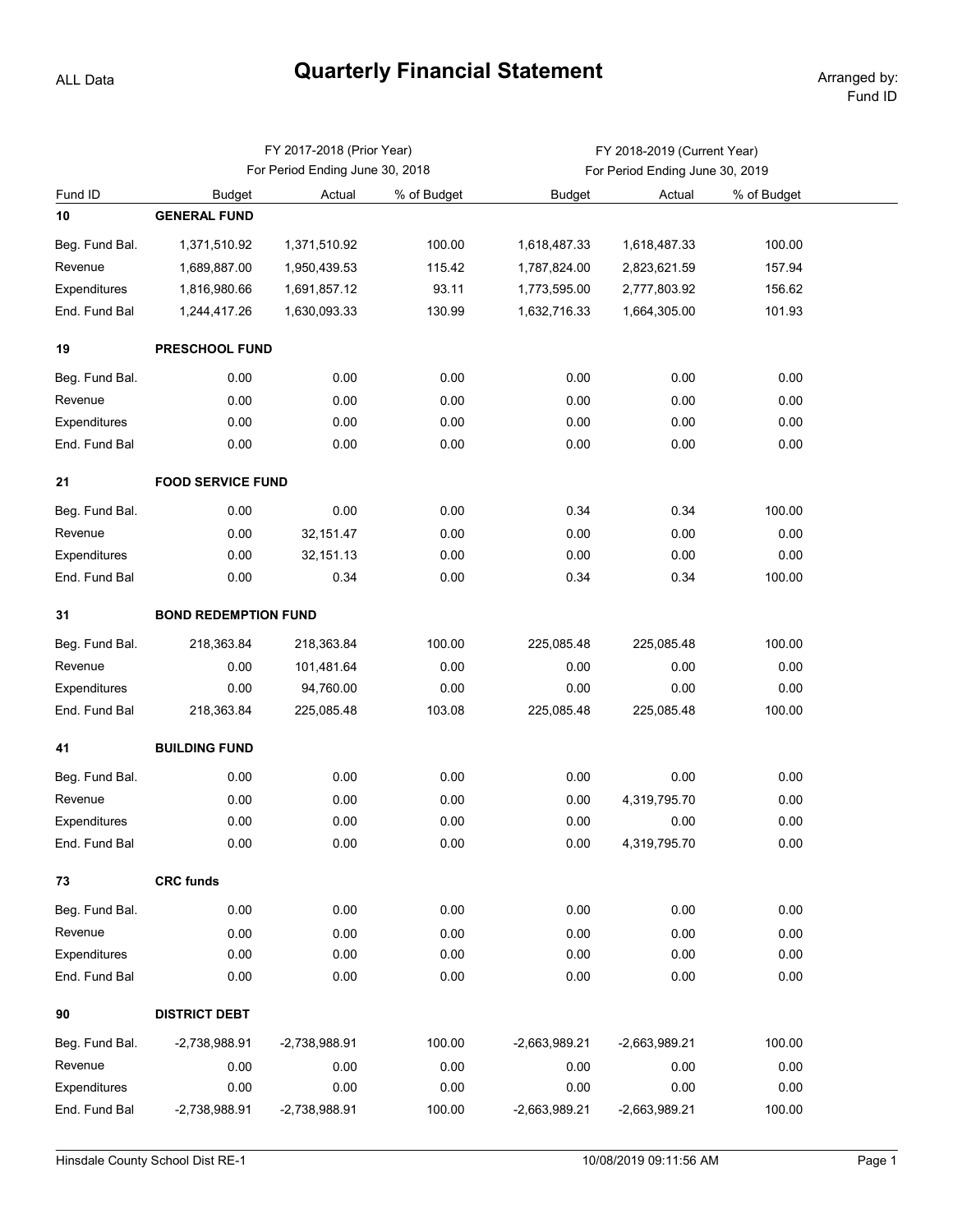ALL Data

# Quarterly Financial Statement

Arranged by: Fund ID

| | FY 2017-2018 (Prior Year) For Period Ending June 30, 2018 | | | FY 2018-2019 (Current Year) For Period Ending June 30, 2019 | | |
|---|---|---|---|---|---|---|
| Fund ID | Budget | Actual | % of Budget | Budget | Actual | % of Budget |
| **10** | **GENERAL FUND** | | | | | |
| Beg. Fund Bal. | 1,371,510.92 | 1,371,510.92 | 100.00 | 1,618,487.33 | 1,618,487.33 | 100.00 |
| Revenue | 1,689,887.00 | 1,950,439.53 | 115.42 | 1,787,824.00 | 2,823,621.59 | 157.94 |
| Expenditures | 1,816,980.66 | 1,691,857.12 | 93.11 | 1,773,595.00 | 2,777,803.92 | 156.62 |
| End. Fund Bal | 1,244,417.26 | 1,630,093.33 | 130.99 | 1,632,716.33 | 1,664,305.00 | 101.93 |
| **19** | **PRESCHOOL FUND** | | | | | |
| Beg. Fund Bal. | 0.00 | 0.00 | 0.00 | 0.00 | 0.00 | 0.00 |
| Revenue | 0.00 | 0.00 | 0.00 | 0.00 | 0.00 | 0.00 |
| Expenditures | 0.00 | 0.00 | 0.00 | 0.00 | 0.00 | 0.00 |
| End. Fund Bal | 0.00 | 0.00 | 0.00 | 0.00 | 0.00 | 0.00 |
| **21** | **FOOD SERVICE FUND** | | | | | |
| Beg. Fund Bal. | 0.00 | 0.00 | 0.00 | 0.34 | 0.34 | 100.00 |
| Revenue | 0.00 | 32,151.47 | 0.00 | 0.00 | 0.00 | 0.00 |
| Expenditures | 0.00 | 32,151.13 | 0.00 | 0.00 | 0.00 | 0.00 |
| End. Fund Bal | 0.00 | 0.34 | 0.00 | 0.34 | 0.34 | 100.00 |
| **31** | **BOND REDEMPTION FUND** | | | | | |
| Beg. Fund Bal. | 218,363.84 | 218,363.84 | 100.00 | 225,085.48 | 225,085.48 | 100.00 |
| Revenue | 0.00 | 101,481.64 | 0.00 | 0.00 | 0.00 | 0.00 |
| Expenditures | 0.00 | 94,760.00 | 0.00 | 0.00 | 0.00 | 0.00 |
| End. Fund Bal | 218,363.84 | 225,085.48 | 103.08 | 225,085.48 | 225,085.48 | 100.00 |
| **41** | **BUILDING FUND** | | | | | |
| Beg. Fund Bal. | 0.00 | 0.00 | 0.00 | 0.00 | 0.00 | 0.00 |
| Revenue | 0.00 | 0.00 | 0.00 | 0.00 | 4,319,795.70 | 0.00 |
| Expenditures | 0.00 | 0.00 | 0.00 | 0.00 | 0.00 | 0.00 |
| End. Fund Bal | 0.00 | 0.00 | 0.00 | 0.00 | 4,319,795.70 | 0.00 |
| **73** | **CRC funds** | | | | | |
| Beg. Fund Bal. | 0.00 | 0.00 | 0.00 | 0.00 | 0.00 | 0.00 |
| Revenue | 0.00 | 0.00 | 0.00 | 0.00 | 0.00 | 0.00 |
| Expenditures | 0.00 | 0.00 | 0.00 | 0.00 | 0.00 | 0.00 |
| End. Fund Bal | 0.00 | 0.00 | 0.00 | 0.00 | 0.00 | 0.00 |
| **90** | **DISTRICT DEBT** | | | | | |
| Beg. Fund Bal. | -2,738,988.91 | -2,738,988.91 | 100.00 | -2,663,989.21 | -2,663,989.21 | 100.00 |
| Revenue | 0.00 | 0.00 | 0.00 | 0.00 | 0.00 | 0.00 |
| Expenditures | 0.00 | 0.00 | 0.00 | 0.00 | 0.00 | 0.00 |
| End. Fund Bal | -2,738,988.91 | -2,738,988.91 | 100.00 | -2,663,989.21 | -2,663,989.21 | 100.00 |

Hinsdale County School Dist RE-1 10/08/2019 09:11:56 AM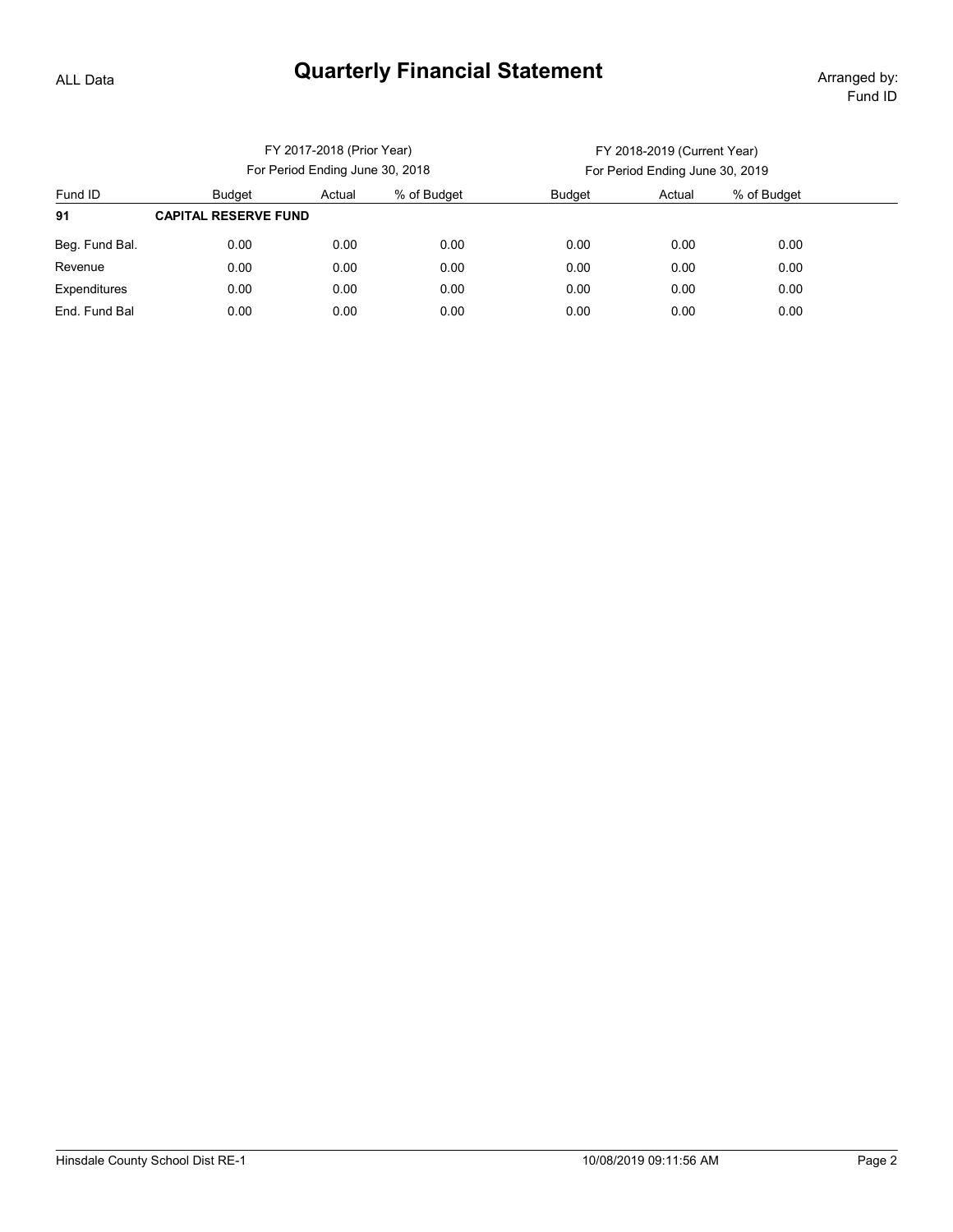ALL Data

# Quarterly Financial Statement

Arranged by: Fund ID

| | FY 2017-2018 (Prior Year) For Period Ending June 30, 2018 | | | FY 2018-2019 (Current Year) For Period Ending June 30, 2019 | | |
|---|---|---|---|---|---|---|
| Fund ID | Budget | Actual | % of Budget | Budget | Actual | % of Budget |
| **91** | **CAPITAL RESERVE FUND** | | | | | |
| Beg. Fund Bal. | 0.00 | 0.00 | 0.00 | 0.00 | 0.00 | 0.00 |
| Revenue | 0.00 | 0.00 | 0.00 | 0.00 | 0.00 | 0.00 |
| Expenditures | 0.00 | 0.00 | 0.00 | 0.00 | 0.00 | 0.00 |
| End. Fund Bal | 0.00 | 0.00 | 0.00 | 0.00 | 0.00 | 0.00 |